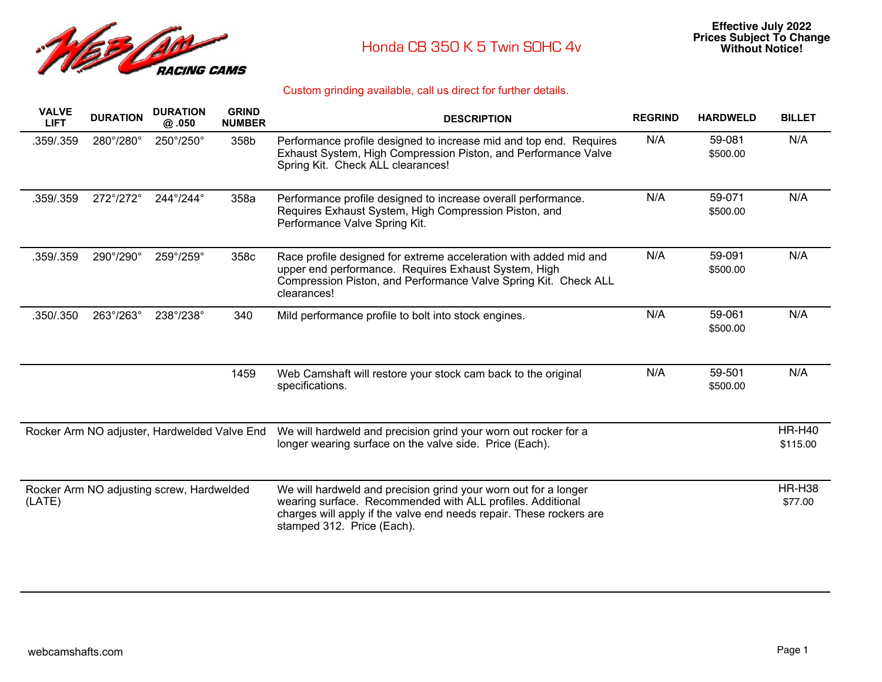# Honda CB 350 K 5 Twin SOHC 4v

**Effective July 2022**
**Prices Subject To Change Without Notice!**

Custom grinding available, call us direct for further details.

| VALVE LIFT | DURATION | DURATION @ .050 | GRIND NUMBER | DESCRIPTION | REGRIND | HARDWELD | BILLET |
|---|---|---|---|---|---|---|---|
| .359/.359 | 280°/280° | 250°/250° | 358b | Performance profile designed to increase mid and top end. Requires Exhaust System, High Compression Piston, and Performance Valve Spring Kit. Check ALL clearances! | N/A | 59-081 $500.00 | N/A |
| .359/.359 | 272°/272° | 244°/244° | 358a | Performance profile designed to increase overall performance. Requires Exhaust System, High Compression Piston, and Performance Valve Spring Kit. | N/A | 59-071 $500.00 | N/A |
| .359/.359 | 290°/290° | 259°/259° | 358c | Race profile designed for extreme acceleration with added mid and upper end performance. Requires Exhaust System, High Compression Piston, and Performance Valve Spring Kit. Check ALL clearances! | N/A | 59-091 $500.00 | N/A |
| .350/.350 | 263°/263° | 238°/238° | 340 | Mild performance profile to bolt into stock engines. | N/A | 59-061 $500.00 | N/A |
| | | | 1459 | Web Camshaft will restore your stock cam back to the original specifications. | N/A | 59-501 $500.00 | N/A |
| Rocker Arm NO adjuster, Hardwelded Valve End | | | | We will hardweld and precision grind your worn out rocker for a longer wearing surface on the valve side. Price (Each). | | | HR-H40 $115.00 |
| Rocker Arm NO adjusting screw, Hardwelded (LATE) | | | | We will hardweld and precision grind your worn out for a longer wearing surface. Recommended with ALL profiles. Additional charges will apply if the valve end needs repair. These rockers are stamped 312. Price (Each). | | | HR-H38 $77.00 |

webcamshafts.com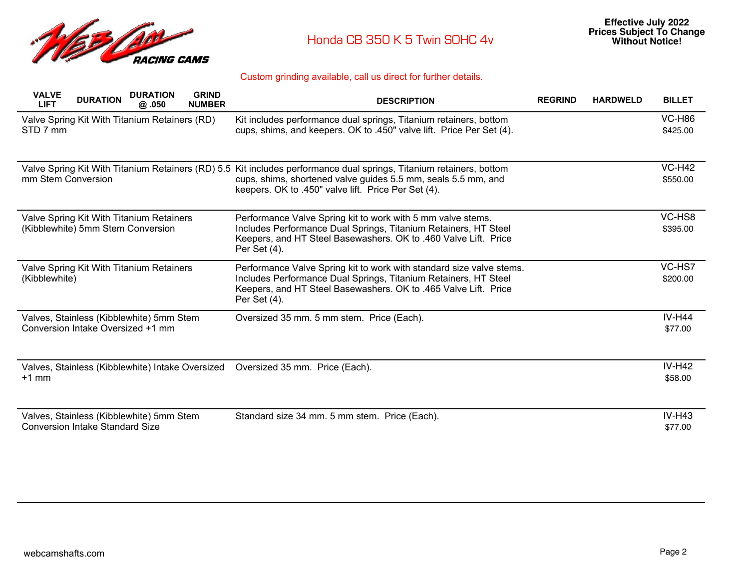# Honda CB 350 K 5 Twin SOHC 4v

**Effective July 2022**
**Prices Subject To Change Without Notice!**

Custom grinding available, call us direct for further details.

| VALVE LIFT | DURATION | DURATION @ .050 | GRIND NUMBER | DESCRIPTION | REGRIND | HARDWELD | BILLET |
|---|---|---|---|---|---|---|---|
| Valve Spring Kit With Titanium Retainers (RD) STD 7 mm | | | | Kit includes performance dual springs, Titanium retainers, bottom cups, shims, and keepers. OK to .450" valve lift. Price Per Set (4). | | | VC-H86 $425.00 |
| Valve Spring Kit With Titanium Retainers (RD) 5.5 mm Stem Conversion | | | | Kit includes performance dual springs, Titanium retainers, bottom cups, shims, shortened valve guides 5.5 mm, seals 5.5 mm, and keepers. OK to .450" valve lift. Price Per Set (4). | | | VC-H42 $550.00 |
| Valve Spring Kit With Titanium Retainers (Kibblewhite) 5mm Stem Conversion | | | | Performance Valve Spring kit to work with 5 mm valve stems. Includes Performance Dual Springs, Titanium Retainers, HT Steel Keepers, and HT Steel Basewashers. OK to .460 Valve Lift. Price Per Set (4). | | | VC-HS8 $395.00 |
| Valve Spring Kit With Titanium Retainers (Kibblewhite) | | | | Performance Valve Spring kit to work with standard size valve stems. Includes Performance Dual Springs, Titanium Retainers, HT Steel Keepers, and HT Steel Basewashers. OK to .465 Valve Lift. Price Per Set (4). | | | VC-HS7 $200.00 |
| Valves, Stainless (Kibblewhite) 5mm Stem Conversion Intake Oversized +1 mm | | | | Oversized 35 mm. 5 mm stem. Price (Each). | | | IV-H44 $77.00 |
| Valves, Stainless (Kibblewhite) Intake Oversized +1 mm | | | | Oversized 35 mm. Price (Each). | | | IV-H42 $58.00 |
| Valves, Stainless (Kibblewhite) 5mm Stem Conversion Intake Standard Size | | | | Standard size 34 mm. 5 mm stem. Price (Each). | | | IV-H43 $77.00 |

webcamshafts.com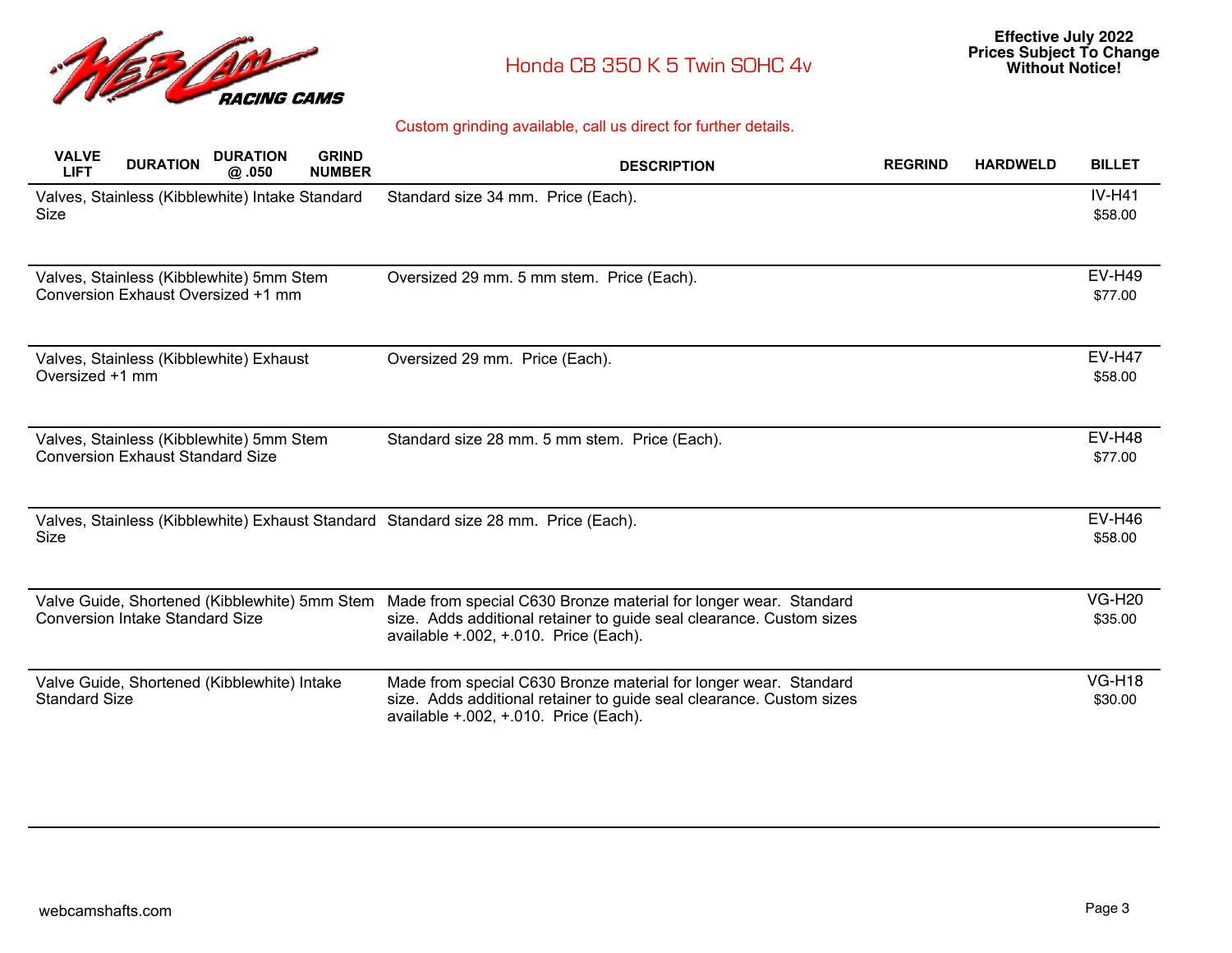# Honda CB 350 K 5 Twin SOHC 4v

**Effective July 2022**
**Prices Subject To Change Without Notice!**

Custom grinding available, call us direct for further details.

| VALVE LIFT | DURATION | DURATION @ .050 | GRIND NUMBER | DESCRIPTION | REGRIND | HARDWELD | BILLET |
|---|---|---|---|---|---|---|---|
| Valves, Stainless (Kibblewhite) Intake Standard Size | | | | Standard size 34 mm. Price (Each). | | | IV-H41 $58.00 |
| Valves, Stainless (Kibblewhite) 5mm Stem Conversion Exhaust Oversized +1 mm | | | | Oversized 29 mm. 5 mm stem. Price (Each). | | | EV-H49 $77.00 |
| Valves, Stainless (Kibblewhite) Exhaust Oversized +1 mm | | | | Oversized 29 mm. Price (Each). | | | EV-H47 $58.00 |
| Valves, Stainless (Kibblewhite) 5mm Stem Conversion Exhaust Standard Size | | | | Standard size 28 mm. 5 mm stem. Price (Each). | | | EV-H48 $77.00 |
| Valves, Stainless (Kibblewhite) Exhaust Standard Size | | | | Standard size 28 mm. Price (Each). | | | EV-H46 $58.00 |
| Valve Guide, Shortened (Kibblewhite) 5mm Stem Conversion Intake Standard Size | | | | Made from special C630 Bronze material for longer wear. Standard size. Adds additional retainer to guide seal clearance. Custom sizes available +.002, +.010. Price (Each). | | | VG-H20 $35.00 |
| Valve Guide, Shortened (Kibblewhite) Intake Standard Size | | | | Made from special C630 Bronze material for longer wear. Standard size. Adds additional retainer to guide seal clearance. Custom sizes available +.002, +.010. Price (Each). | | | VG-H18 $30.00 |

webcamshafts.com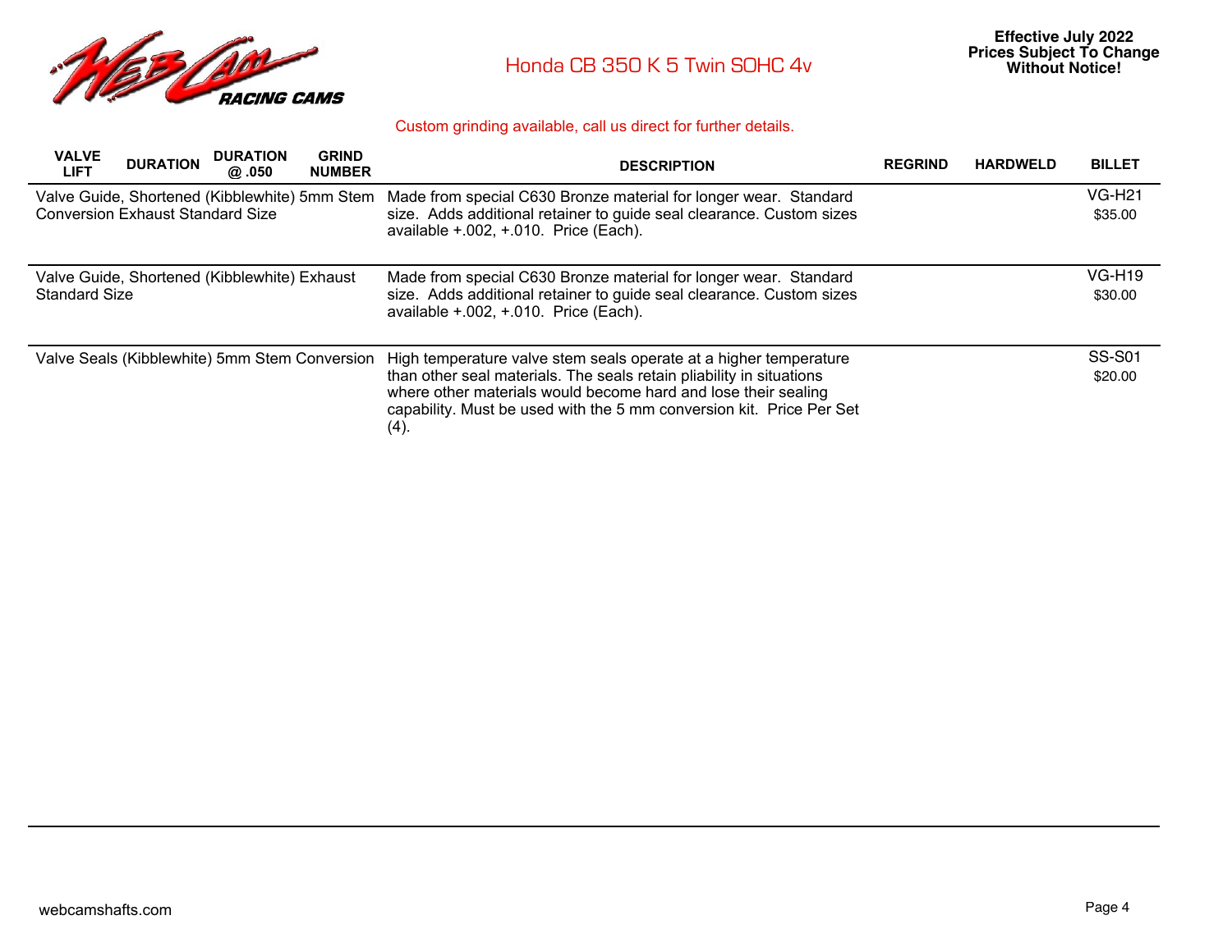# Honda CB 350 K 5 Twin SOHC 4v

Effective July 2022
Prices Subject To Change
Without Notice!

Custom grinding available, call us direct for further details.

| VALVE LIFT | DURATION | DURATION @ .050 | GRIND NUMBER | DESCRIPTION | REGRIND | HARDWELD | BILLET |
|---|---|---|---|---|---|---|---|
| Valve Guide, Shortened (Kibblewhite) 5mm Stem Conversion Exhaust Standard Size | | | | Made from special C630 Bronze material for longer wear. Standard size. Adds additional retainer to guide seal clearance. Custom sizes available +.002, +.010. Price (Each). | | | VG-H21 $35.00 |
| Valve Guide, Shortened (Kibblewhite) Exhaust Standard Size | | | | Made from special C630 Bronze material for longer wear. Standard size. Adds additional retainer to guide seal clearance. Custom sizes available +.002, +.010. Price (Each). | | | VG-H19 $30.00 |
| Valve Seals (Kibblewhite) 5mm Stem Conversion | | | | High temperature valve stem seals operate at a higher temperature than other seal materials. The seals retain pliability in situations where other materials would become hard and lose their sealing capability. Must be used with the 5 mm conversion kit. Price Per Set (4). | | | SS-S01 $20.00 |

webcamshafts.com